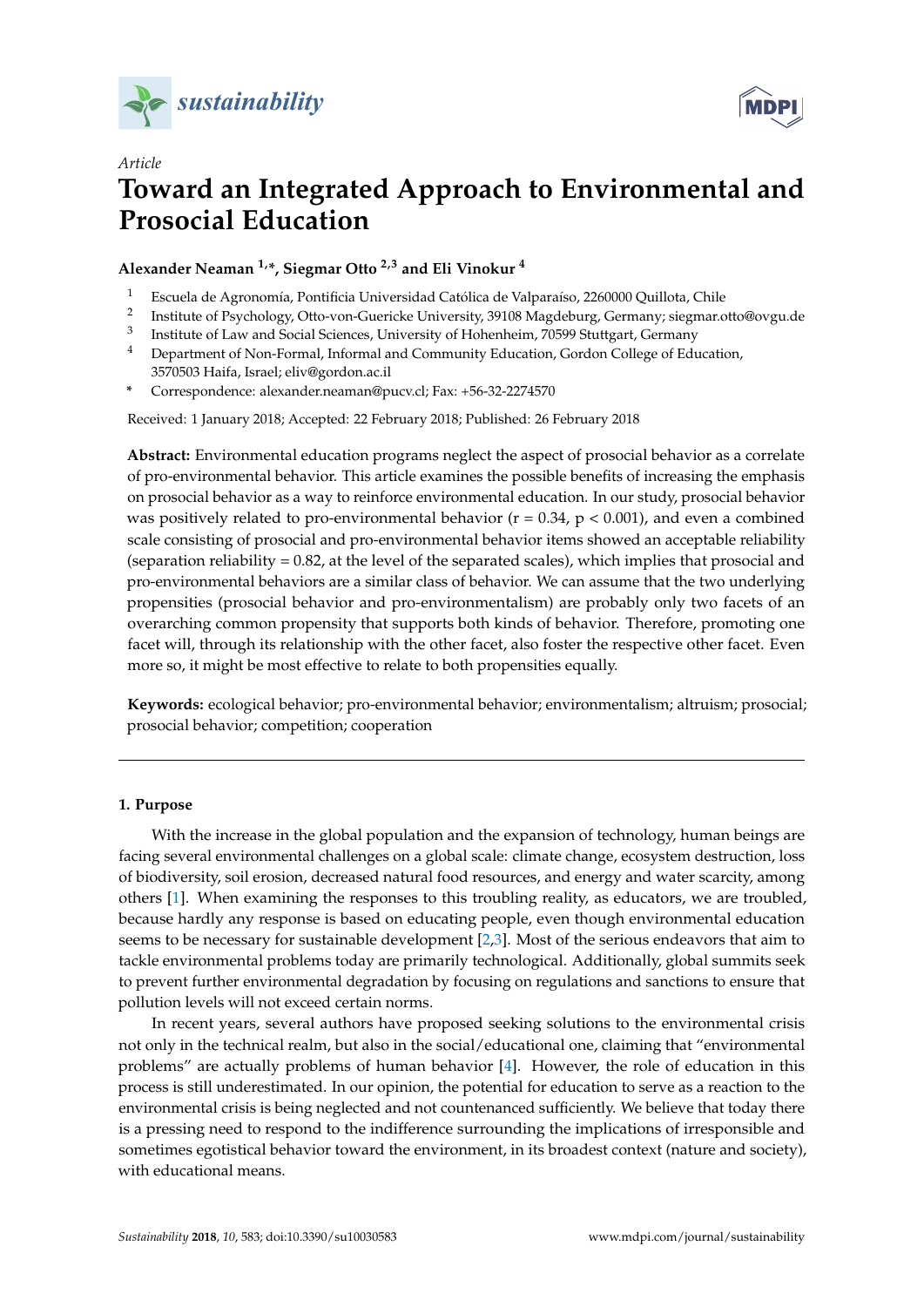*Article*

# Toward an Integrated Approach to Environmental and Prosocial Education

**Alexander Neaman [1,*], Siegmar Otto [2,3] and Eli Vinokur [4]**

1. Escuela de Agronomía, Pontificia Universidad Católica de Valparaíso, 2260000 Quillota, Chile
2. Institute of Psychology, Otto-von-Guericke University, 39108 Magdeburg, Germany; siegmar.otto@ovgu.de
3. Institute of Law and Social Sciences, University of Hohenheim, 70599 Stuttgart, Germany
4. Department of Non-Formal, Informal and Community Education, Gordon College of Education, 3570503 Haifa, Israel; eliv@gordon.ac.il

\* Correspondence: alexander.neaman@pucv.cl; Fax: +56-32-2274570

Received: 1 January 2018; Accepted: 22 February 2018; Published: 26 February 2018

**Abstract:** Environmental education programs neglect the aspect of prosocial behavior as a correlate of pro-environmental behavior. This article examines the possible benefits of increasing the emphasis on prosocial behavior as a way to reinforce environmental education. In our study, prosocial behavior was positively related to pro-environmental behavior ($r = 0.34$, $p < 0.001$), and even a combined scale consisting of prosocial and pro-environmental behavior items showed an acceptable reliability (separation reliability = 0.82, at the level of the separated scales), which implies that prosocial and pro-environmental behaviors are a similar class of behavior. We can assume that the two underlying propensities (prosocial behavior and pro-environmentalism) are probably only two facets of an overarching common propensity that supports both kinds of behavior. Therefore, promoting one facet will, through its relationship with the other facet, also foster the respective other facet. Even more so, it might be most effective to relate to both propensities equally.

**Keywords:** ecological behavior; pro-environmental behavior; environmentalism; altruism; prosocial; prosocial behavior; competition; cooperation

## 1. Purpose

With the increase in the global population and the expansion of technology, human beings are facing several environmental challenges on a global scale: climate change, ecosystem destruction, loss of biodiversity, soil erosion, decreased natural food resources, and energy and water scarcity, among others [1]. When examining the responses to this troubling reality, as educators, we are troubled, because hardly any response is based on educating people, even though environmental education seems to be necessary for sustainable development [2,3]. Most of the serious endeavors that aim to tackle environmental problems today are primarily technological. Additionally, global summits seek to prevent further environmental degradation by focusing on regulations and sanctions to ensure that pollution levels will not exceed certain norms.

In recent years, several authors have proposed seeking solutions to the environmental crisis not only in the technical realm, but also in the social/educational one, claiming that "environmental problems" are actually problems of human behavior [4]. However, the role of education in this process is still underestimated. In our opinion, the potential for education to serve as a reaction to the environmental crisis is being neglected and not countenanced sufficiently. We believe that today there is a pressing need to respond to the indifference surrounding the implications of irresponsible and sometimes egotistical behavior toward the environment, in its broadest context (nature and society), with educational means.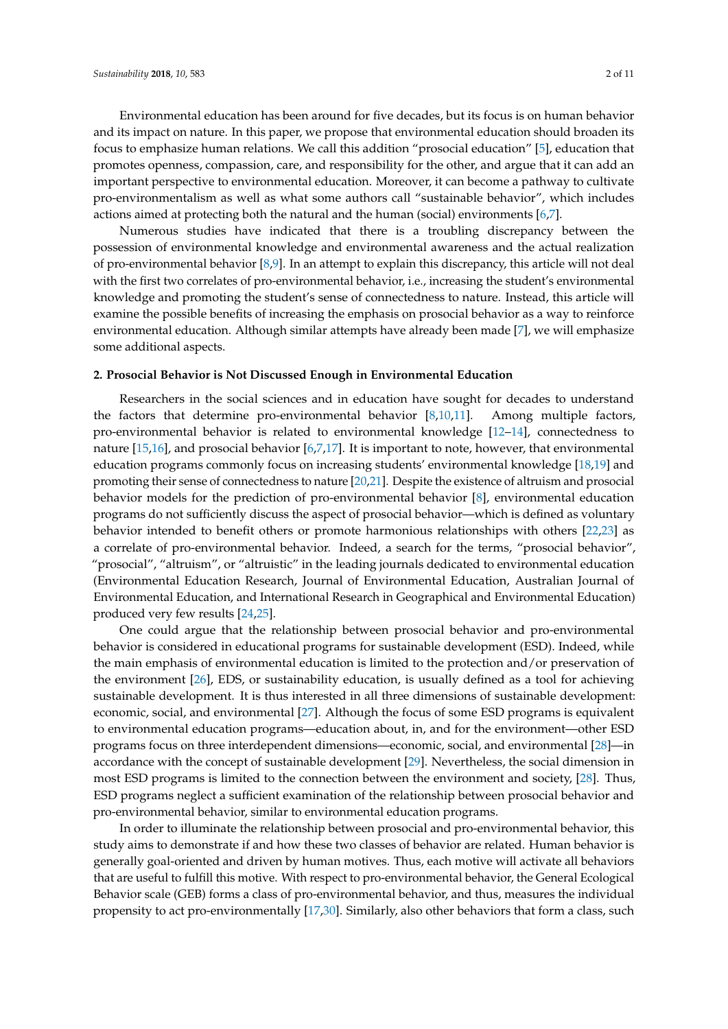Environmental education has been around for five decades, but its focus is on human behavior and its impact on nature. In this paper, we propose that environmental education should broaden its focus to emphasize human relations. We call this addition "prosocial education" [5], education that promotes openness, compassion, care, and responsibility for the other, and argue that it can add an important perspective to environmental education. Moreover, it can become a pathway to cultivate pro-environmentalism as well as what some authors call "sustainable behavior", which includes actions aimed at protecting both the natural and the human (social) environments [6,7].

Numerous studies have indicated that there is a troubling discrepancy between the possession of environmental knowledge and environmental awareness and the actual realization of pro-environmental behavior [8,9]. In an attempt to explain this discrepancy, this article will not deal with the first two correlates of pro-environmental behavior, i.e., increasing the student's environmental knowledge and promoting the student's sense of connectedness to nature. Instead, this article will examine the possible benefits of increasing the emphasis on prosocial behavior as a way to reinforce environmental education. Although similar attempts have already been made [7], we will emphasize some additional aspects.

## 2. Prosocial Behavior is Not Discussed Enough in Environmental Education

Researchers in the social sciences and in education have sought for decades to understand the factors that determine pro-environmental behavior [8,10,11]. Among multiple factors, pro-environmental behavior is related to environmental knowledge [12–14], connectedness to nature [15,16], and prosocial behavior [6,7,17]. It is important to note, however, that environmental education programs commonly focus on increasing students' environmental knowledge [18,19] and promoting their sense of connectedness to nature [20,21]. Despite the existence of altruism and prosocial behavior models for the prediction of pro-environmental behavior [8], environmental education programs do not sufficiently discuss the aspect of prosocial behavior—which is defined as voluntary behavior intended to benefit others or promote harmonious relationships with others [22,23] as a correlate of pro-environmental behavior. Indeed, a search for the terms, "prosocial behavior", "prosocial", "altruism", or "altruistic" in the leading journals dedicated to environmental education (Environmental Education Research, Journal of Environmental Education, Australian Journal of Environmental Education, and International Research in Geographical and Environmental Education) produced very few results [24,25].

One could argue that the relationship between prosocial behavior and pro-environmental behavior is considered in educational programs for sustainable development (ESD). Indeed, while the main emphasis of environmental education is limited to the protection and/or preservation of the environment [26], EDS, or sustainability education, is usually defined as a tool for achieving sustainable development. It is thus interested in all three dimensions of sustainable development: economic, social, and environmental [27]. Although the focus of some ESD programs is equivalent to environmental education programs—education about, in, and for the environment—other ESD programs focus on three interdependent dimensions—economic, social, and environmental [28]—in accordance with the concept of sustainable development [29]. Nevertheless, the social dimension in most ESD programs is limited to the connection between the environment and society, [28]. Thus, ESD programs neglect a sufficient examination of the relationship between prosocial behavior and pro-environmental behavior, similar to environmental education programs.

In order to illuminate the relationship between prosocial and pro-environmental behavior, this study aims to demonstrate if and how these two classes of behavior are related. Human behavior is generally goal-oriented and driven by human motives. Thus, each motive will activate all behaviors that are useful to fulfill this motive. With respect to pro-environmental behavior, the General Ecological Behavior scale (GEB) forms a class of pro-environmental behavior, and thus, measures the individual propensity to act pro-environmentally [17,30]. Similarly, also other behaviors that form a class, such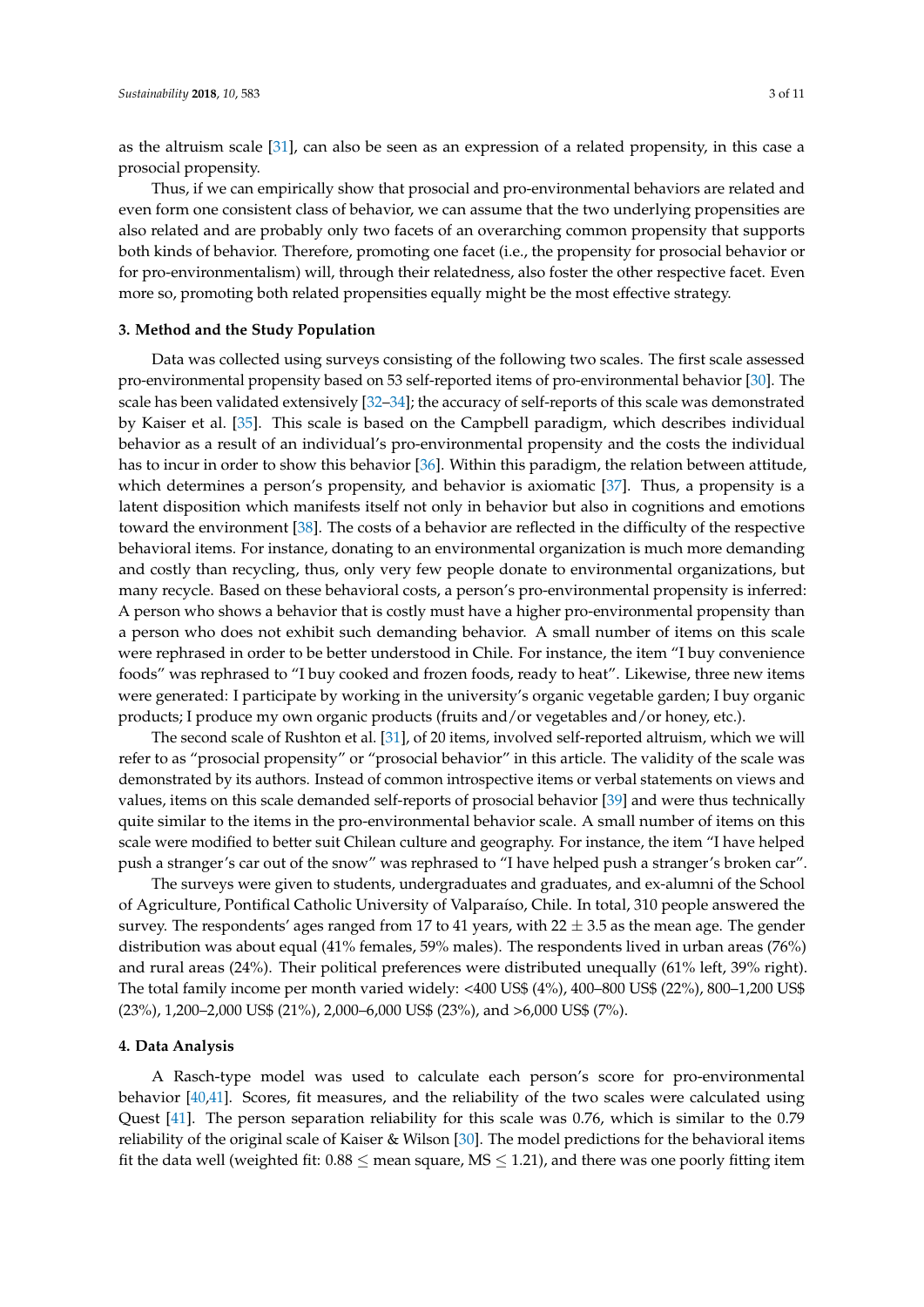as the altruism scale [31], can also be seen as an expression of a related propensity, in this case a prosocial propensity.

Thus, if we can empirically show that prosocial and pro-environmental behaviors are related and even form one consistent class of behavior, we can assume that the two underlying propensities are also related and are probably only two facets of an overarching common propensity that supports both kinds of behavior. Therefore, promoting one facet (i.e., the propensity for prosocial behavior or for pro-environmentalism) will, through their relatedness, also foster the other respective facet. Even more so, promoting both related propensities equally might be the most effective strategy.

## 3. Method and the Study Population

Data was collected using surveys consisting of the following two scales. The first scale assessed pro-environmental propensity based on 53 self-reported items of pro-environmental behavior [30]. The scale has been validated extensively [32–34]; the accuracy of self-reports of this scale was demonstrated by Kaiser et al. [35]. This scale is based on the Campbell paradigm, which describes individual behavior as a result of an individual's pro-environmental propensity and the costs the individual has to incur in order to show this behavior [36]. Within this paradigm, the relation between attitude, which determines a person's propensity, and behavior is axiomatic [37]. Thus, a propensity is a latent disposition which manifests itself not only in behavior but also in cognitions and emotions toward the environment [38]. The costs of a behavior are reflected in the difficulty of the respective behavioral items. For instance, donating to an environmental organization is much more demanding and costly than recycling, thus, only very few people donate to environmental organizations, but many recycle. Based on these behavioral costs, a person's pro-environmental propensity is inferred: A person who shows a behavior that is costly must have a higher pro-environmental propensity than a person who does not exhibit such demanding behavior. A small number of items on this scale were rephrased in order to be better understood in Chile. For instance, the item "I buy convenience foods" was rephrased to "I buy cooked and frozen foods, ready to heat". Likewise, three new items were generated: I participate by working in the university's organic vegetable garden; I buy organic products; I produce my own organic products (fruits and/or vegetables and/or honey, etc.).

The second scale of Rushton et al. [31], of 20 items, involved self-reported altruism, which we will refer to as "prosocial propensity" or "prosocial behavior" in this article. The validity of the scale was demonstrated by its authors. Instead of common introspective items or verbal statements on views and values, items on this scale demanded self-reports of prosocial behavior [39] and were thus technically quite similar to the items in the pro-environmental behavior scale. A small number of items on this scale were modified to better suit Chilean culture and geography. For instance, the item "I have helped push a stranger's car out of the snow" was rephrased to "I have helped push a stranger's broken car".

The surveys were given to students, undergraduates and graduates, and ex-alumni of the School of Agriculture, Pontifical Catholic University of Valparaíso, Chile. In total, 310 people answered the survey. The respondents' ages ranged from 17 to 41 years, with $22 \pm 3.5$ as the mean age. The gender distribution was about equal (41% females, 59% males). The respondents lived in urban areas (76%) and rural areas (24%). Their political preferences were distributed unequally (61% left, 39% right). The total family income per month varied widely: <400 US$ (4%), 400–800 US$ (22%), 800–1,200 US$ (23%), 1,200–2,000 US$ (21%), 2,000–6,000 US$ (23%), and >6,000 US$ (7%).

## 4. Data Analysis

A Rasch-type model was used to calculate each person's score for pro-environmental behavior [40,41]. Scores, fit measures, and the reliability of the two scales were calculated using Quest [41]. The person separation reliability for this scale was 0.76, which is similar to the 0.79 reliability of the original scale of Kaiser & Wilson [30]. The model predictions for the behavioral items fit the data well (weighted fit: $0.88 \leq$ mean square, $MS \leq 1.21$), and there was one poorly fitting item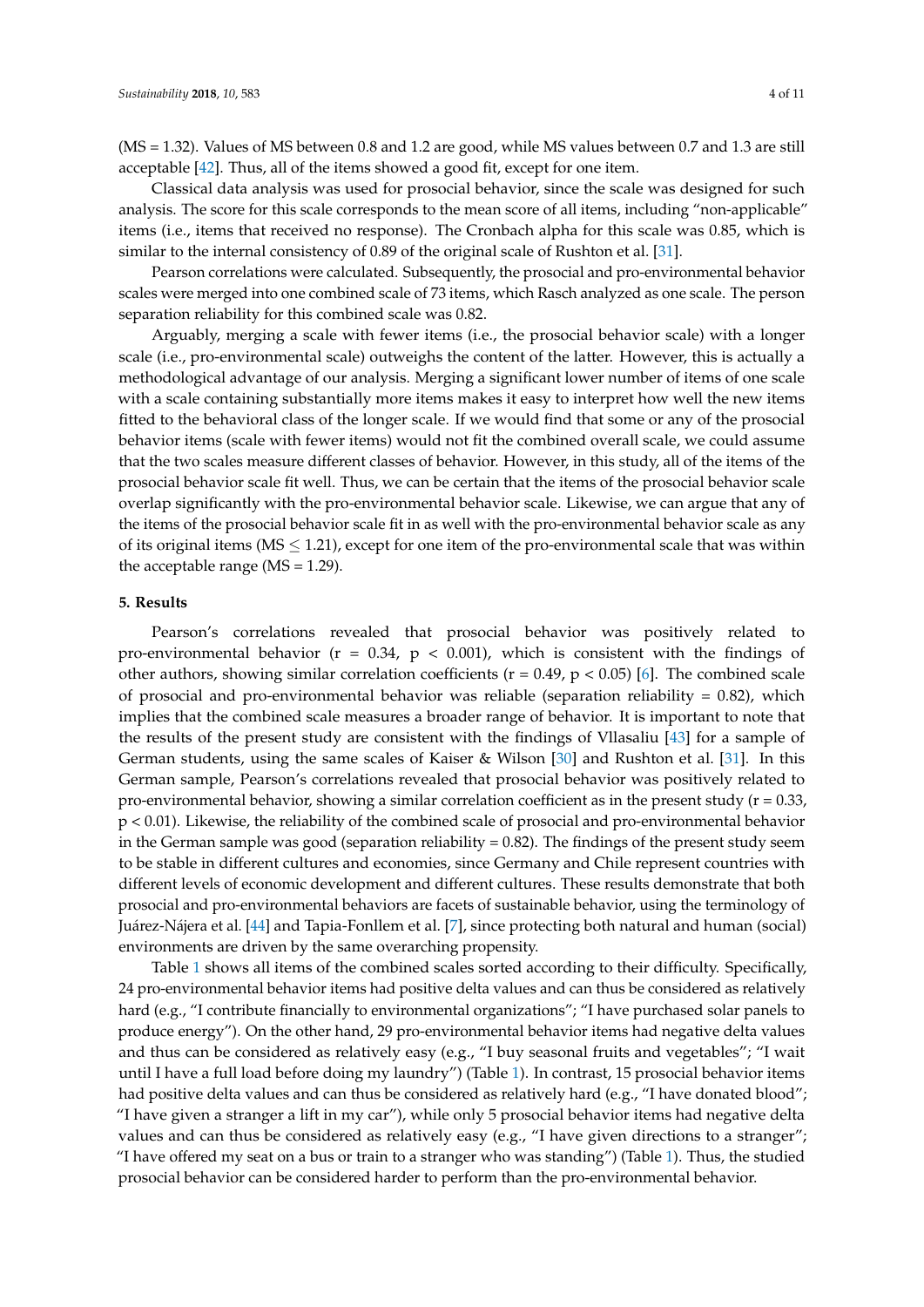(MS = 1.32). Values of MS between 0.8 and 1.2 are good, while MS values between 0.7 and 1.3 are still acceptable [42]. Thus, all of the items showed a good fit, except for one item.

Classical data analysis was used for prosocial behavior, since the scale was designed for such analysis. The score for this scale corresponds to the mean score of all items, including "non-applicable" items (i.e., items that received no response). The Cronbach alpha for this scale was 0.85, which is similar to the internal consistency of 0.89 of the original scale of Rushton et al. [31].

Pearson correlations were calculated. Subsequently, the prosocial and pro-environmental behavior scales were merged into one combined scale of 73 items, which Rasch analyzed as one scale. The person separation reliability for this combined scale was 0.82.

Arguably, merging a scale with fewer items (i.e., the prosocial behavior scale) with a longer scale (i.e., pro-environmental scale) outweighs the content of the latter. However, this is actually a methodological advantage of our analysis. Merging a significant lower number of items of one scale with a scale containing substantially more items makes it easy to interpret how well the new items fitted to the behavioral class of the longer scale. If we would find that some or any of the prosocial behavior items (scale with fewer items) would not fit the combined overall scale, we could assume that the two scales measure different classes of behavior. However, in this study, all of the items of the prosocial behavior scale fit well. Thus, we can be certain that the items of the prosocial behavior scale overlap significantly with the pro-environmental behavior scale. Likewise, we can argue that any of the items of the prosocial behavior scale fit in as well with the pro-environmental behavior scale as any of its original items ($MS \leq 1.21$), except for one item of the pro-environmental scale that was within the acceptable range ($MS = 1.29$).

## 5. Results

Pearson's correlations revealed that prosocial behavior was positively related to pro-environmental behavior ($r = 0.34$, $p < 0.001$), which is consistent with the findings of other authors, showing similar correlation coefficients ($r = 0.49$, $p < 0.05$) [6]. The combined scale of prosocial and pro-environmental behavior was reliable (separation reliability = 0.82), which implies that the combined scale measures a broader range of behavior. It is important to note that the results of the present study are consistent with the findings of Vllasaliu [43] for a sample of German students, using the same scales of Kaiser & Wilson [30] and Rushton et al. [31]. In this German sample, Pearson's correlations revealed that prosocial behavior was positively related to pro-environmental behavior, showing a similar correlation coefficient as in the present study ($r = 0.33$, $p < 0.01$). Likewise, the reliability of the combined scale of prosocial and pro-environmental behavior in the German sample was good (separation reliability = 0.82). The findings of the present study seem to be stable in different cultures and economies, since Germany and Chile represent countries with different levels of economic development and different cultures. These results demonstrate that both prosocial and pro-environmental behaviors are facets of sustainable behavior, using the terminology of Juárez-Nájera et al. [44] and Tapia-Fonllem et al. [7], since protecting both natural and human (social) environments are driven by the same overarching propensity.

Table 1 shows all items of the combined scales sorted according to their difficulty. Specifically, 24 pro-environmental behavior items had positive delta values and can thus be considered as relatively hard (e.g., "I contribute financially to environmental organizations"; "I have purchased solar panels to produce energy"). On the other hand, 29 pro-environmental behavior items had negative delta values and thus can be considered as relatively easy (e.g., "I buy seasonal fruits and vegetables"; "I wait until I have a full load before doing my laundry") (Table 1). In contrast, 15 prosocial behavior items had positive delta values and can thus be considered as relatively hard (e.g., "I have donated blood"; "I have given a stranger a lift in my car"), while only 5 prosocial behavior items had negative delta values and can thus be considered as relatively easy (e.g., "I have given directions to a stranger"; "I have offered my seat on a bus or train to a stranger who was standing") (Table 1). Thus, the studied prosocial behavior can be considered harder to perform than the pro-environmental behavior.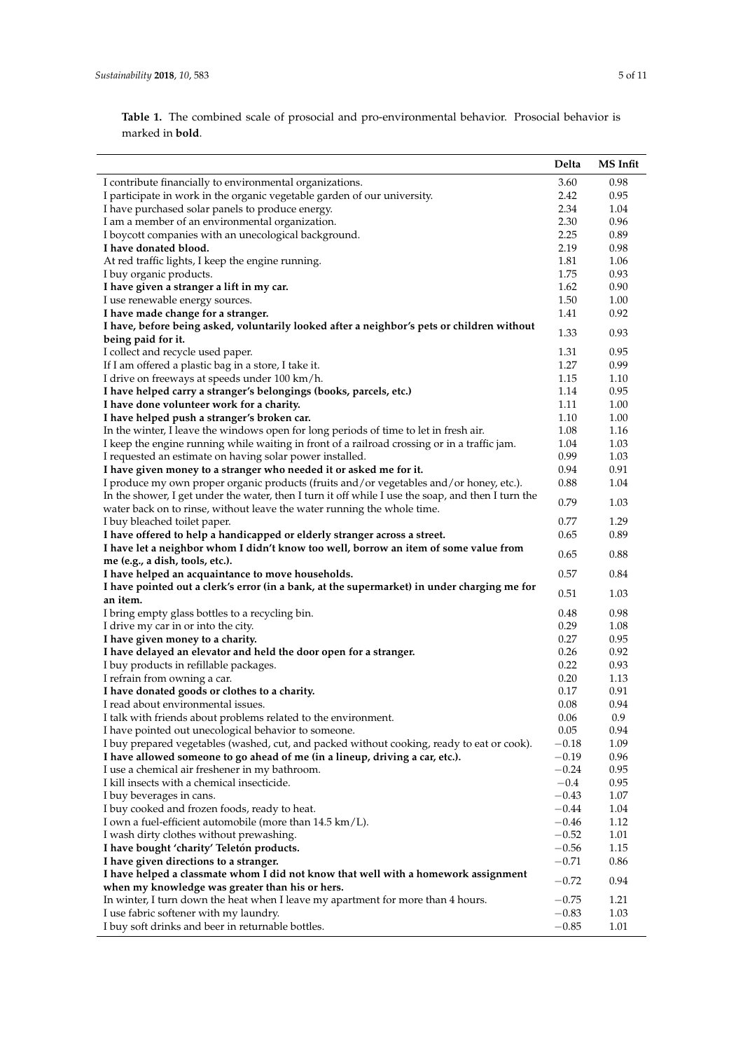**Table 1.** The combined scale of prosocial and pro-environmental behavior. Prosocial behavior is marked in **bold**.

| | Delta | MS Infit |
|---|---|---|
| I contribute financially to environmental organizations. | 3.60 | 0.98 |
| I participate in work in the organic vegetable garden of our university. | 2.42 | 0.95 |
| I have purchased solar panels to produce energy. | 2.34 | 1.04 |
| I am a member of an environmental organization. | 2.30 | 0.96 |
| I boycott companies with an unecological background. | 2.25 | 0.89 |
| **I have donated blood.** | 2.19 | 0.98 |
| At red traffic lights, I keep the engine running. | 1.81 | 1.06 |
| I buy organic products. | 1.75 | 0.93 |
| **I have given a stranger a lift in my car.** | 1.62 | 0.90 |
| I use renewable energy sources. | 1.50 | 1.00 |
| **I have made change for a stranger.** | 1.41 | 0.92 |
| **I have, before being asked, voluntarily looked after a neighbor's pets or children without being paid for it.** | 1.33 | 0.93 |
| I collect and recycle used paper. | 1.31 | 0.95 |
| If I am offered a plastic bag in a store, I take it. | 1.27 | 0.99 |
| I drive on freeways at speeds under 100 km/h. | 1.15 | 1.10 |
| **I have helped carry a stranger's belongings (books, parcels, etc.)** | 1.14 | 0.95 |
| **I have done volunteer work for a charity.** | 1.11 | 1.00 |
| **I have helped push a stranger's broken car.** | 1.10 | 1.00 |
| In the winter, I leave the windows open for long periods of time to let in fresh air. | 1.08 | 1.16 |
| I keep the engine running while waiting in front of a railroad crossing or in a traffic jam. | 1.04 | 1.03 |
| I requested an estimate on having solar power installed. | 0.99 | 1.03 |
| **I have given money to a stranger who needed it or asked me for it.** | 0.94 | 0.91 |
| I produce my own proper organic products (fruits and/or vegetables and/or honey, etc.). | 0.88 | 1.04 |
| In the shower, I get under the water, then I turn it off while I use the soap, and then I turn the water back on to rinse, without leave the water running the whole time. | 0.79 | 1.03 |
| I buy bleached toilet paper. | 0.77 | 1.29 |
| **I have offered to help a handicapped or elderly stranger across a street.** | 0.65 | 0.89 |
| **I have let a neighbor whom I didn't know too well, borrow an item of some value from me (e.g., a dish, tools, etc.).** | 0.65 | 0.88 |
| **I have helped an acquaintance to move households.** | 0.57 | 0.84 |
| **I have pointed out a clerk's error (in a bank, at the supermarket) in under charging me for an item.** | 0.51 | 1.03 |
| I bring empty glass bottles to a recycling bin. | 0.48 | 0.98 |
| I drive my car in or into the city. | 0.29 | 1.08 |
| **I have given money to a charity.** | 0.27 | 0.95 |
| **I have delayed an elevator and held the door open for a stranger.** | 0.26 | 0.92 |
| I buy products in refillable packages. | 0.22 | 0.93 |
| I refrain from owning a car. | 0.20 | 1.13 |
| **I have donated goods or clothes to a charity.** | 0.17 | 0.91 |
| I read about environmental issues. | 0.08 | 0.94 |
| I talk with friends about problems related to the environment. | 0.06 | 0.9 |
| I have pointed out unecological behavior to someone. | 0.05 | 0.94 |
| I buy prepared vegetables (washed, cut, and packed without cooking, ready to eat or cook). | −0.18 | 1.09 |
| **I have allowed someone to go ahead of me (in a lineup, driving a car, etc.).** | −0.19 | 0.96 |
| I use a chemical air freshener in my bathroom. | −0.24 | 0.95 |
| I kill insects with a chemical insecticide. | −0.4 | 0.95 |
| I buy beverages in cans. | −0.43 | 1.07 |
| I buy cooked and frozen foods, ready to heat. | −0.44 | 1.04 |
| I own a fuel-efficient automobile (more than 14.5 km/L). | −0.46 | 1.12 |
| I wash dirty clothes without prewashing. | −0.52 | 1.01 |
| **I have bought 'charity' Teletón products.** | −0.56 | 1.15 |
| **I have given directions to a stranger.** | −0.71 | 0.86 |
| **I have helped a classmate whom I did not know that well with a homework assignment when my knowledge was greater than his or hers.** | −0.72 | 0.94 |
| In winter, I turn down the heat when I leave my apartment for more than 4 hours. | −0.75 | 1.21 |
| I use fabric softener with my laundry. | −0.83 | 1.03 |
| I buy soft drinks and beer in returnable bottles. | −0.85 | 1.01 |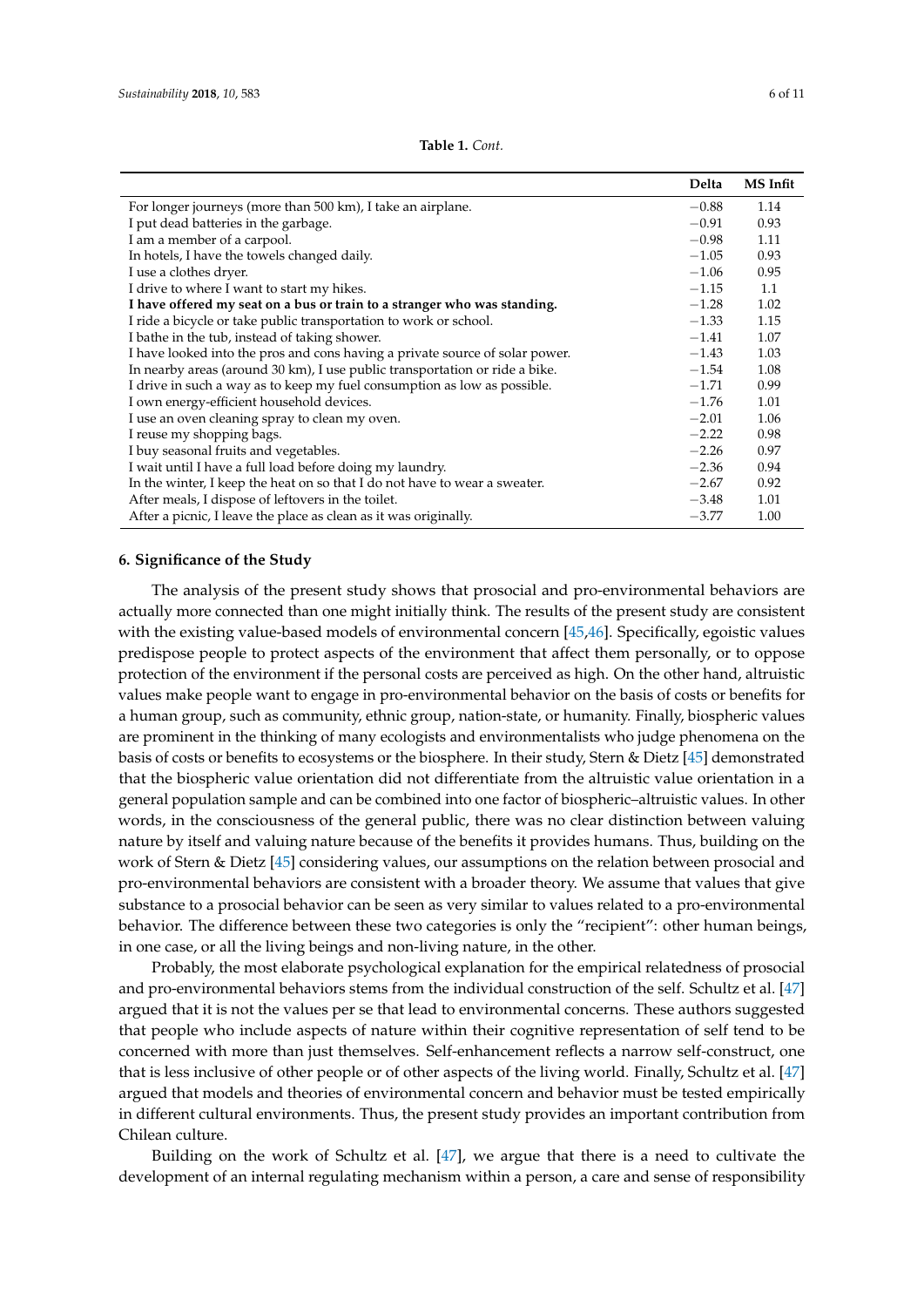**Table 1.** *Cont.*

| | Delta | MS Infit |
|---|---|---|
| For longer journeys (more than 500 km), I take an airplane. | −0.88 | 1.14 |
| I put dead batteries in the garbage. | −0.91 | 0.93 |
| I am a member of a carpool. | −0.98 | 1.11 |
| In hotels, I have the towels changed daily. | −1.05 | 0.93 |
| I use a clothes dryer. | −1.06 | 0.95 |
| I drive to where I want to start my hikes. | −1.15 | 1.1 |
| **I have offered my seat on a bus or train to a stranger who was standing.** | −1.28 | 1.02 |
| I ride a bicycle or take public transportation to work or school. | −1.33 | 1.15 |
| I bathe in the tub, instead of taking shower. | −1.41 | 1.07 |
| I have looked into the pros and cons having a private source of solar power. | −1.43 | 1.03 |
| In nearby areas (around 30 km), I use public transportation or ride a bike. | −1.54 | 1.08 |
| I drive in such a way as to keep my fuel consumption as low as possible. | −1.71 | 0.99 |
| I own energy-efficient household devices. | −1.76 | 1.01 |
| I use an oven cleaning spray to clean my oven. | −2.01 | 1.06 |
| I reuse my shopping bags. | −2.22 | 0.98 |
| I buy seasonal fruits and vegetables. | −2.26 | 0.97 |
| I wait until I have a full load before doing my laundry. | −2.36 | 0.94 |
| In the winter, I keep the heat on so that I do not have to wear a sweater. | −2.67 | 0.92 |
| After meals, I dispose of leftovers in the toilet. | −3.48 | 1.01 |
| After a picnic, I leave the place as clean as it was originally. | −3.77 | 1.00 |

## 6. Significance of the Study

The analysis of the present study shows that prosocial and pro-environmental behaviors are actually more connected than one might initially think. The results of the present study are consistent with the existing value-based models of environmental concern [45,46]. Specifically, egoistic values predispose people to protect aspects of the environment that affect them personally, or to oppose protection of the environment if the personal costs are perceived as high. On the other hand, altruistic values make people want to engage in pro-environmental behavior on the basis of costs or benefits for a human group, such as community, ethnic group, nation-state, or humanity. Finally, biospheric values are prominent in the thinking of many ecologists and environmentalists who judge phenomena on the basis of costs or benefits to ecosystems or the biosphere. In their study, Stern & Dietz [45] demonstrated that the biospheric value orientation did not differentiate from the altruistic value orientation in a general population sample and can be combined into one factor of biospheric–altruistic values. In other words, in the consciousness of the general public, there was no clear distinction between valuing nature by itself and valuing nature because of the benefits it provides humans. Thus, building on the work of Stern & Dietz [45] considering values, our assumptions on the relation between prosocial and pro-environmental behaviors are consistent with a broader theory. We assume that values that give substance to a prosocial behavior can be seen as very similar to values related to a pro-environmental behavior. The difference between these two categories is only the "recipient": other human beings, in one case, or all the living beings and non-living nature, in the other.

Probably, the most elaborate psychological explanation for the empirical relatedness of prosocial and pro-environmental behaviors stems from the individual construction of the self. Schultz et al. [47] argued that it is not the values per se that lead to environmental concerns. These authors suggested that people who include aspects of nature within their cognitive representation of self tend to be concerned with more than just themselves. Self-enhancement reflects a narrow self-construct, one that is less inclusive of other people or of other aspects of the living world. Finally, Schultz et al. [47] argued that models and theories of environmental concern and behavior must be tested empirically in different cultural environments. Thus, the present study provides an important contribution from Chilean culture.

Building on the work of Schultz et al. [47], we argue that there is a need to cultivate the development of an internal regulating mechanism within a person, a care and sense of responsibility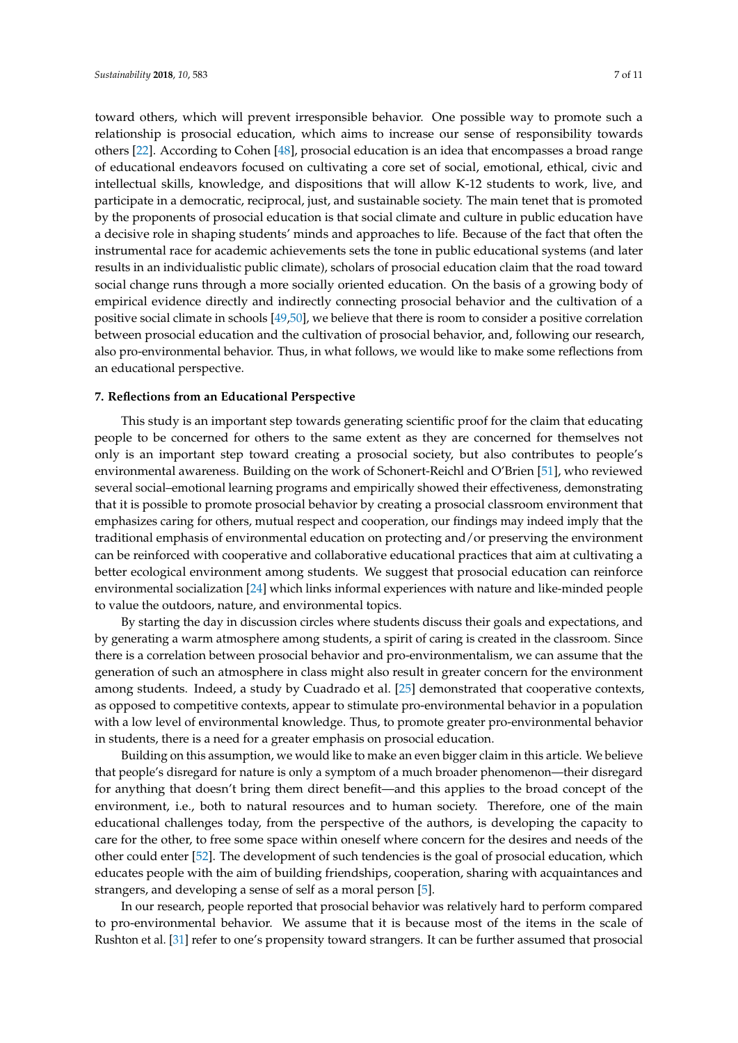toward others, which will prevent irresponsible behavior. One possible way to promote such a relationship is prosocial education, which aims to increase our sense of responsibility towards others [22]. According to Cohen [48], prosocial education is an idea that encompasses a broad range of educational endeavors focused on cultivating a core set of social, emotional, ethical, civic and intellectual skills, knowledge, and dispositions that will allow K-12 students to work, live, and participate in a democratic, reciprocal, just, and sustainable society. The main tenet that is promoted by the proponents of prosocial education is that social climate and culture in public education have a decisive role in shaping students' minds and approaches to life. Because of the fact that often the instrumental race for academic achievements sets the tone in public educational systems (and later results in an individualistic public climate), scholars of prosocial education claim that the road toward social change runs through a more socially oriented education. On the basis of a growing body of empirical evidence directly and indirectly connecting prosocial behavior and the cultivation of a positive social climate in schools [49,50], we believe that there is room to consider a positive correlation between prosocial education and the cultivation of prosocial behavior, and, following our research, also pro-environmental behavior. Thus, in what follows, we would like to make some reflections from an educational perspective.

## 7. Reflections from an Educational Perspective

This study is an important step towards generating scientific proof for the claim that educating people to be concerned for others to the same extent as they are concerned for themselves not only is an important step toward creating a prosocial society, but also contributes to people's environmental awareness. Building on the work of Schonert-Reichl and O'Brien [51], who reviewed several social–emotional learning programs and empirically showed their effectiveness, demonstrating that it is possible to promote prosocial behavior by creating a prosocial classroom environment that emphasizes caring for others, mutual respect and cooperation, our findings may indeed imply that the traditional emphasis of environmental education on protecting and/or preserving the environment can be reinforced with cooperative and collaborative educational practices that aim at cultivating a better ecological environment among students. We suggest that prosocial education can reinforce environmental socialization [24] which links informal experiences with nature and like-minded people to value the outdoors, nature, and environmental topics.

By starting the day in discussion circles where students discuss their goals and expectations, and by generating a warm atmosphere among students, a spirit of caring is created in the classroom. Since there is a correlation between prosocial behavior and pro-environmentalism, we can assume that the generation of such an atmosphere in class might also result in greater concern for the environment among students. Indeed, a study by Cuadrado et al. [25] demonstrated that cooperative contexts, as opposed to competitive contexts, appear to stimulate pro-environmental behavior in a population with a low level of environmental knowledge. Thus, to promote greater pro-environmental behavior in students, there is a need for a greater emphasis on prosocial education.

Building on this assumption, we would like to make an even bigger claim in this article. We believe that people's disregard for nature is only a symptom of a much broader phenomenon—their disregard for anything that doesn't bring them direct benefit—and this applies to the broad concept of the environment, i.e., both to natural resources and to human society. Therefore, one of the main educational challenges today, from the perspective of the authors, is developing the capacity to care for the other, to free some space within oneself where concern for the desires and needs of the other could enter [52]. The development of such tendencies is the goal of prosocial education, which educates people with the aim of building friendships, cooperation, sharing with acquaintances and strangers, and developing a sense of self as a moral person [5].

In our research, people reported that prosocial behavior was relatively hard to perform compared to pro-environmental behavior. We assume that it is because most of the items in the scale of Rushton et al. [31] refer to one's propensity toward strangers. It can be further assumed that prosocial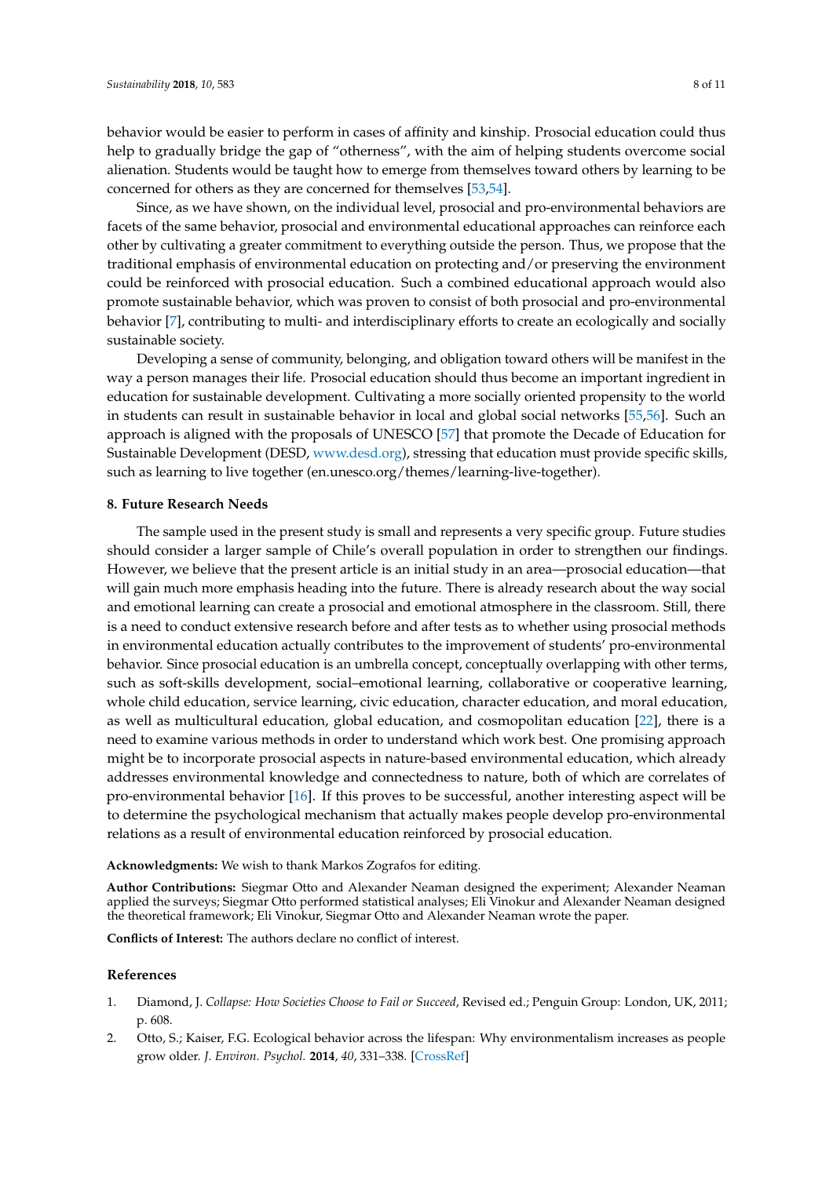behavior would be easier to perform in cases of affinity and kinship. Prosocial education could thus help to gradually bridge the gap of "otherness", with the aim of helping students overcome social alienation. Students would be taught how to emerge from themselves toward others by learning to be concerned for others as they are concerned for themselves [53,54].

Since, as we have shown, on the individual level, prosocial and pro-environmental behaviors are facets of the same behavior, prosocial and environmental educational approaches can reinforce each other by cultivating a greater commitment to everything outside the person. Thus, we propose that the traditional emphasis of environmental education on protecting and/or preserving the environment could be reinforced with prosocial education. Such a combined educational approach would also promote sustainable behavior, which was proven to consist of both prosocial and pro-environmental behavior [7], contributing to multi- and interdisciplinary efforts to create an ecologically and socially sustainable society.

Developing a sense of community, belonging, and obligation toward others will be manifest in the way a person manages their life. Prosocial education should thus become an important ingredient in education for sustainable development. Cultivating a more socially oriented propensity to the world in students can result in sustainable behavior in local and global social networks [55,56]. Such an approach is aligned with the proposals of UNESCO [57] that promote the Decade of Education for Sustainable Development (DESD, www.desd.org), stressing that education must provide specific skills, such as learning to live together (en.unesco.org/themes/learning-live-together).

## 8. Future Research Needs

The sample used in the present study is small and represents a very specific group. Future studies should consider a larger sample of Chile's overall population in order to strengthen our findings. However, we believe that the present article is an initial study in an area—prosocial education—that will gain much more emphasis heading into the future. There is already research about the way social and emotional learning can create a prosocial and emotional atmosphere in the classroom. Still, there is a need to conduct extensive research before and after tests as to whether using prosocial methods in environmental education actually contributes to the improvement of students' pro-environmental behavior. Since prosocial education is an umbrella concept, conceptually overlapping with other terms, such as soft-skills development, social–emotional learning, collaborative or cooperative learning, whole child education, service learning, civic education, character education, and moral education, as well as multicultural education, global education, and cosmopolitan education [22], there is a need to examine various methods in order to understand which work best. One promising approach might be to incorporate prosocial aspects in nature-based environmental education, which already addresses environmental knowledge and connectedness to nature, both of which are correlates of pro-environmental behavior [16]. If this proves to be successful, another interesting aspect will be to determine the psychological mechanism that actually makes people develop pro-environmental relations as a result of environmental education reinforced by prosocial education.

**Acknowledgments:** We wish to thank Markos Zografos for editing.

**Author Contributions:** Siegmar Otto and Alexander Neaman designed the experiment; Alexander Neaman applied the surveys; Siegmar Otto performed statistical analyses; Eli Vinokur and Alexander Neaman designed the theoretical framework; Eli Vinokur, Siegmar Otto and Alexander Neaman wrote the paper.

**Conflicts of Interest:** The authors declare no conflict of interest.

## References

1. Diamond, J. *Collapse: How Societies Choose to Fail or Succeed*, Revised ed.; Penguin Group: London, UK, 2011; p. 608.
2. Otto, S.; Kaiser, F.G. Ecological behavior across the lifespan: Why environmentalism increases as people grow older. *J. Environ. Psychol.* **2014**, *40*, 331–338. [CrossRef]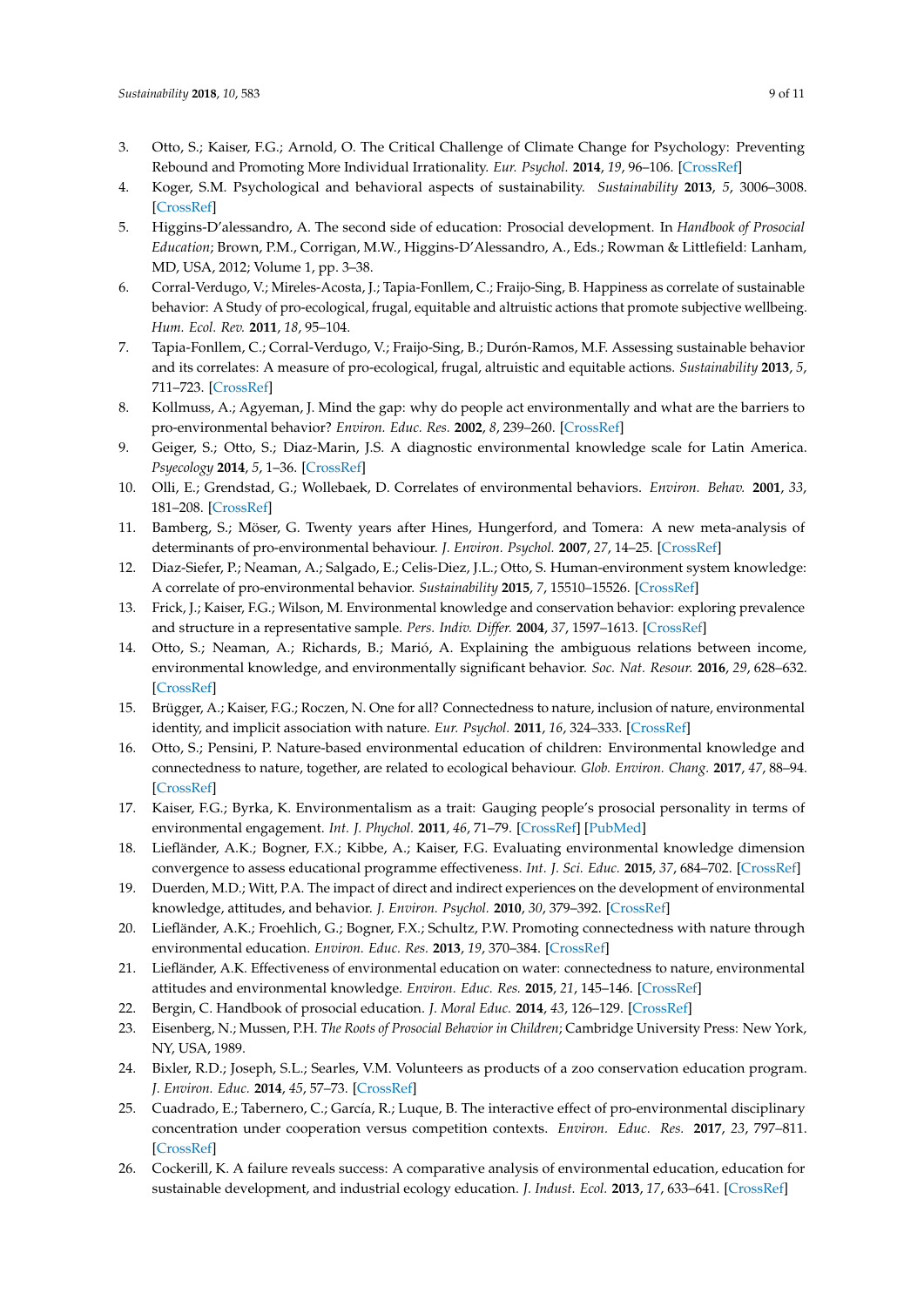3. Otto, S.; Kaiser, F.G.; Arnold, O. The Critical Challenge of Climate Change for Psychology: Preventing Rebound and Promoting More Individual Irrationality. *Eur. Psychol.* **2014**, *19*, 96–106. [CrossRef]
4. Koger, S.M. Psychological and behavioral aspects of sustainability. *Sustainability* **2013**, *5*, 3006–3008. [CrossRef]
5. Higgins-D'alessandro, A. The second side of education: Prosocial development. In *Handbook of Prosocial Education*; Brown, P.M., Corrigan, M.W., Higgins-D'Alessandro, A., Eds.; Rowman & Littlefield: Lanham, MD, USA, 2012; Volume 1, pp. 3–38.
6. Corral-Verdugo, V.; Mireles-Acosta, J.; Tapia-Fonllem, C.; Fraijo-Sing, B. Happiness as correlate of sustainable behavior: A Study of pro-ecological, frugal, equitable and altruistic actions that promote subjective wellbeing. *Hum. Ecol. Rev.* **2011**, *18*, 95–104.
7. Tapia-Fonllem, C.; Corral-Verdugo, V.; Fraijo-Sing, B.; Durón-Ramos, M.F. Assessing sustainable behavior and its correlates: A measure of pro-ecological, frugal, altruistic and equitable actions. *Sustainability* **2013**, *5*, 711–723. [CrossRef]
8. Kollmuss, A.; Agyeman, J. Mind the gap: why do people act environmentally and what are the barriers to pro-environmental behavior? *Environ. Educ. Res.* **2002**, *8*, 239–260. [CrossRef]
9. Geiger, S.; Otto, S.; Diaz-Marin, J.S. A diagnostic environmental knowledge scale for Latin America. *Psyecology* **2014**, *5*, 1–36. [CrossRef]
10. Olli, E.; Grendstad, G.; Wollebaek, D. Correlates of environmental behaviors. *Environ. Behav.* **2001**, *33*, 181–208. [CrossRef]
11. Bamberg, S.; Möser, G. Twenty years after Hines, Hungerford, and Tomera: A new meta-analysis of determinants of pro-environmental behaviour. *J. Environ. Psychol.* **2007**, *27*, 14–25. [CrossRef]
12. Diaz-Siefer, P.; Neaman, A.; Salgado, E.; Celis-Diez, J.L.; Otto, S. Human-environment system knowledge: A correlate of pro-environmental behavior. *Sustainability* **2015**, *7*, 15510–15526. [CrossRef]
13. Frick, J.; Kaiser, F.G.; Wilson, M. Environmental knowledge and conservation behavior: exploring prevalence and structure in a representative sample. *Pers. Indiv. Differ.* **2004**, *37*, 1597–1613. [CrossRef]
14. Otto, S.; Neaman, A.; Richards, B.; Marió, A. Explaining the ambiguous relations between income, environmental knowledge, and environmentally significant behavior. *Soc. Nat. Resour.* **2016**, *29*, 628–632. [CrossRef]
15. Brügger, A.; Kaiser, F.G.; Roczen, N. One for all? Connectedness to nature, inclusion of nature, environmental identity, and implicit association with nature. *Eur. Psychol.* **2011**, *16*, 324–333. [CrossRef]
16. Otto, S.; Pensini, P. Nature-based environmental education of children: Environmental knowledge and connectedness to nature, together, are related to ecological behaviour. *Glob. Environ. Chang.* **2017**, *47*, 88–94. [CrossRef]
17. Kaiser, F.G.; Byrka, K. Environmentalism as a trait: Gauging people's prosocial personality in terms of environmental engagement. *Int. J. Phychol.* **2011**, *46*, 71–79. [CrossRef] [PubMed]
18. Liefländer, A.K.; Bogner, F.X.; Kibbe, A.; Kaiser, F.G. Evaluating environmental knowledge dimension convergence to assess educational programme effectiveness. *Int. J. Sci. Educ.* **2015**, *37*, 684–702. [CrossRef]
19. Duerden, M.D.; Witt, P.A. The impact of direct and indirect experiences on the development of environmental knowledge, attitudes, and behavior. *J. Environ. Psychol.* **2010**, *30*, 379–392. [CrossRef]
20. Liefländer, A.K.; Froehlich, G.; Bogner, F.X.; Schultz, P.W. Promoting connectedness with nature through environmental education. *Environ. Educ. Res.* **2013**, *19*, 370–384. [CrossRef]
21. Liefländer, A.K. Effectiveness of environmental education on water: connectedness to nature, environmental attitudes and environmental knowledge. *Environ. Educ. Res.* **2015**, *21*, 145–146. [CrossRef]
22. Bergin, C. Handbook of prosocial education. *J. Moral Educ.* **2014**, *43*, 126–129. [CrossRef]
23. Eisenberg, N.; Mussen, P.H. *The Roots of Prosocial Behavior in Children*; Cambridge University Press: New York, NY, USA, 1989.
24. Bixler, R.D.; Joseph, S.L.; Searles, V.M. Volunteers as products of a zoo conservation education program. *J. Environ. Educ.* **2014**, *45*, 57–73. [CrossRef]
25. Cuadrado, E.; Tabernero, C.; García, R.; Luque, B. The interactive effect of pro-environmental disciplinary concentration under cooperation versus competition contexts. *Environ. Educ. Res.* **2017**, *23*, 797–811. [CrossRef]
26. Cockerill, K. A failure reveals success: A comparative analysis of environmental education, education for sustainable development, and industrial ecology education. *J. Indust. Ecol.* **2013**, *17*, 633–641. [CrossRef]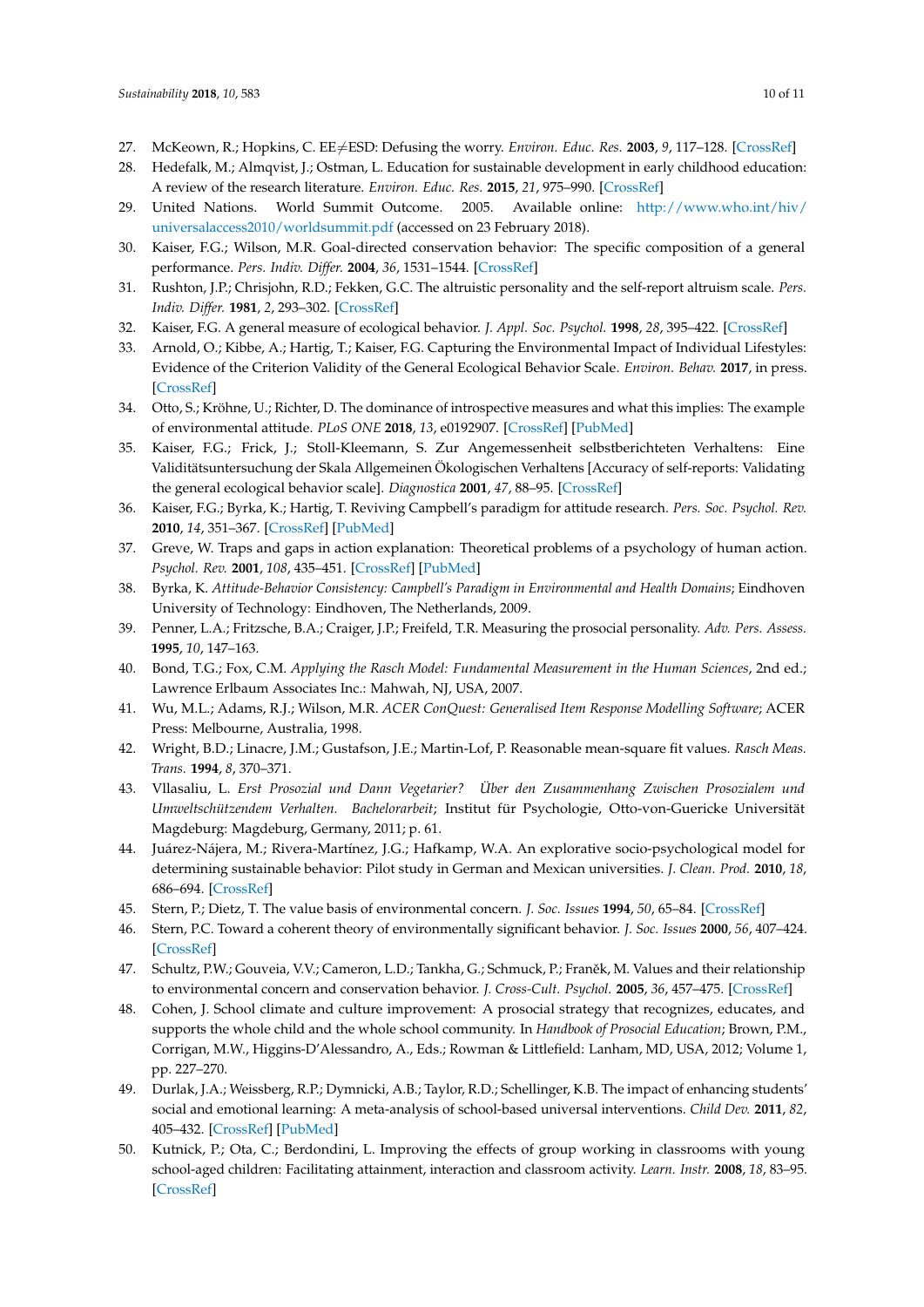27. McKeown, R.; Hopkins, C. EE≠ESD: Defusing the worry. *Environ. Educ. Res.* **2003**, *9*, 117–128. [CrossRef]
28. Hedefalk, M.; Almqvist, J.; Ostman, L. Education for sustainable development in early childhood education: A review of the research literature. *Environ. Educ. Res.* **2015**, *21*, 975–990. [CrossRef]
29. United Nations. World Summit Outcome. 2005. Available online: http://www.who.int/hiv/universalaccess2010/worldsummit.pdf (accessed on 23 February 2018).
30. Kaiser, F.G.; Wilson, M.R. Goal-directed conservation behavior: The specific composition of a general performance. *Pers. Indiv. Differ.* **2004**, *36*, 1531–1544. [CrossRef]
31. Rushton, J.P.; Chrisjohn, R.D.; Fekken, G.C. The altruistic personality and the self-report altruism scale. *Pers. Indiv. Differ.* **1981**, *2*, 293–302. [CrossRef]
32. Kaiser, F.G. A general measure of ecological behavior. *J. Appl. Soc. Psychol.* **1998**, *28*, 395–422. [CrossRef]
33. Arnold, O.; Kibbe, A.; Hartig, T.; Kaiser, F.G. Capturing the Environmental Impact of Individual Lifestyles: Evidence of the Criterion Validity of the General Ecological Behavior Scale. *Environ. Behav.* **2017**, in press. [CrossRef]
34. Otto, S.; Kröhne, U.; Richter, D. The dominance of introspective measures and what this implies: The example of environmental attitude. *PLoS ONE* **2018**, *13*, e0192907. [CrossRef] [PubMed]
35. Kaiser, F.G.; Frick, J.; Stoll-Kleemann, S. Zur Angemessenheit selbstberichteten Verhaltens: Eine Validitätsuntersuchung der Skala Allgemeinen Ökologischen Verhaltens [Accuracy of self-reports: Validating the general ecological behavior scale]. *Diagnostica* **2001**, *47*, 88–95. [CrossRef]
36. Kaiser, F.G.; Byrka, K.; Hartig, T. Reviving Campbell's paradigm for attitude research. *Pers. Soc. Psychol. Rev.* **2010**, *14*, 351–367. [CrossRef] [PubMed]
37. Greve, W. Traps and gaps in action explanation: Theoretical problems of a psychology of human action. *Psychol. Rev.* **2001**, *108*, 435–451. [CrossRef] [PubMed]
38. Byrka, K. *Attitude-Behavior Consistency: Campbell's Paradigm in Environmental and Health Domains*; Eindhoven University of Technology: Eindhoven, The Netherlands, 2009.
39. Penner, L.A.; Fritzsche, B.A.; Craiger, J.P.; Freifeld, T.R. Measuring the prosocial personality. *Adv. Pers. Assess.* **1995**, *10*, 147–163.
40. Bond, T.G.; Fox, C.M. *Applying the Rasch Model: Fundamental Measurement in the Human Sciences*, 2nd ed.; Lawrence Erlbaum Associates Inc.: Mahwah, NJ, USA, 2007.
41. Wu, M.L.; Adams, R.J.; Wilson, M.R. *ACER ConQuest: Generalised Item Response Modelling Software*; ACER Press: Melbourne, Australia, 1998.
42. Wright, B.D.; Linacre, J.M.; Gustafson, J.E.; Martin-Lof, P. Reasonable mean-square fit values. *Rasch Meas. Trans.* **1994**, *8*, 370–371.
43. Vllasaliu, L. *Erst Prosozial und Dann Vegetarier? Über den Zusammenhang Zwischen Prosozialem und Umweltschützendem Verhalten. Bachelorarbeit*; Institut für Psychologie, Otto-von-Guericke Universität Magdeburg: Magdeburg, Germany, 2011; p. 61.
44. Juárez-Nájera, M.; Rivera-Martínez, J.G.; Hafkamp, W.A. An explorative socio-psychological model for determining sustainable behavior: Pilot study in German and Mexican universities. *J. Clean. Prod.* **2010**, *18*, 686–694. [CrossRef]
45. Stern, P.; Dietz, T. The value basis of environmental concern. *J. Soc. Issues* **1994**, *50*, 65–84. [CrossRef]
46. Stern, P.C. Toward a coherent theory of environmentally significant behavior. *J. Soc. Issues* **2000**, *56*, 407–424. [CrossRef]
47. Schultz, P.W.; Gouveia, V.V.; Cameron, L.D.; Tankha, G.; Schmuck, P.; Franěk, M. Values and their relationship to environmental concern and conservation behavior. *J. Cross-Cult. Psychol.* **2005**, *36*, 457–475. [CrossRef]
48. Cohen, J. School climate and culture improvement: A prosocial strategy that recognizes, educates, and supports the whole child and the whole school community. In *Handbook of Prosocial Education*; Brown, P.M., Corrigan, M.W., Higgins-D'Alessandro, A., Eds.; Rowman & Littlefield: Lanham, MD, USA, 2012; Volume 1, pp. 227–270.
49. Durlak, J.A.; Weissberg, R.P.; Dymnicki, A.B.; Taylor, R.D.; Schellinger, K.B. The impact of enhancing students' social and emotional learning: A meta-analysis of school-based universal interventions. *Child Dev.* **2011**, *82*, 405–432. [CrossRef] [PubMed]
50. Kutnick, P.; Ota, C.; Berdondini, L. Improving the effects of group working in classrooms with young school-aged children: Facilitating attainment, interaction and classroom activity. *Learn. Instr.* **2008**, *18*, 83–95. [CrossRef]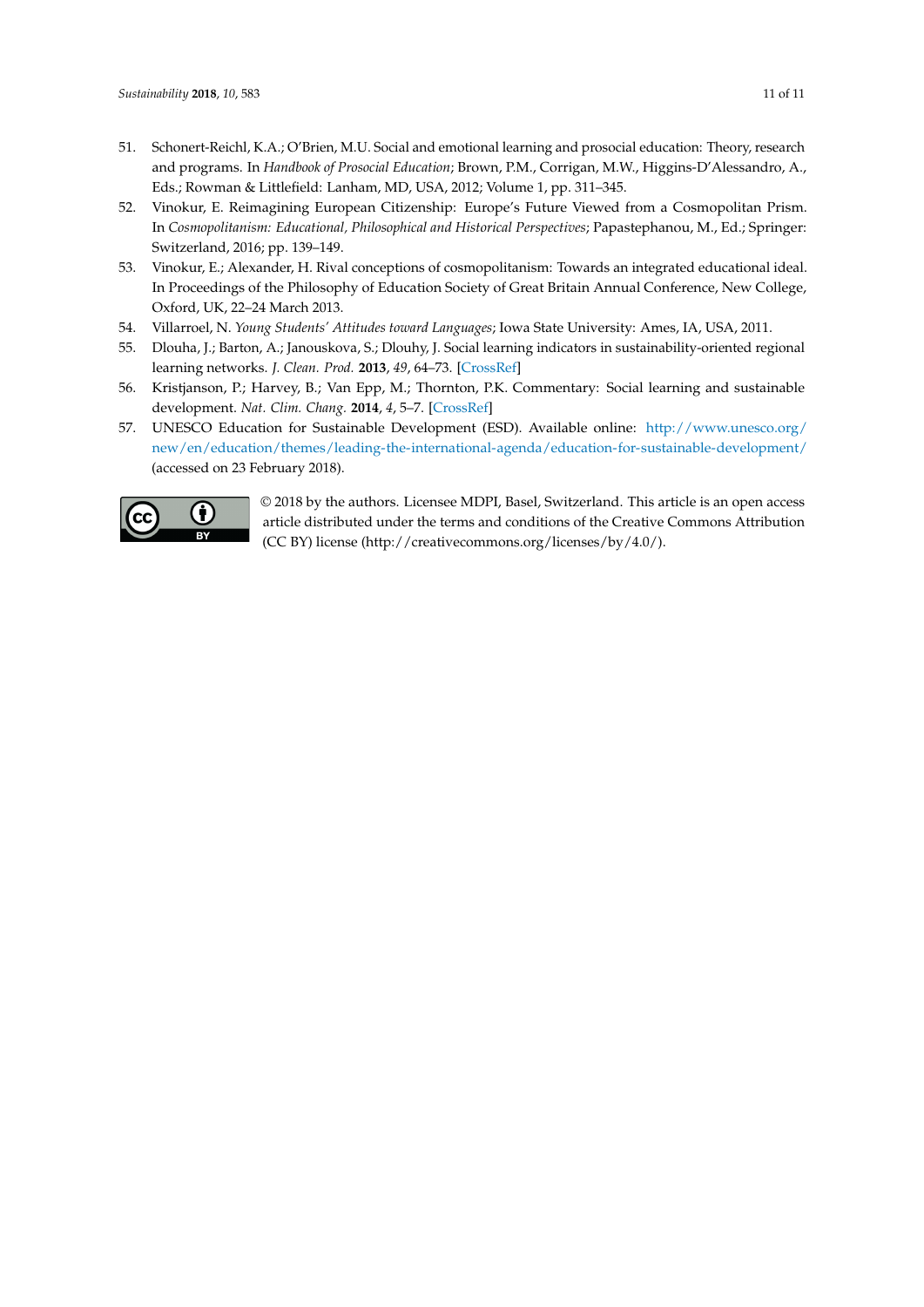51. Schonert-Reichl, K.A.; O'Brien, M.U. Social and emotional learning and prosocial education: Theory, research and programs. In *Handbook of Prosocial Education*; Brown, P.M., Corrigan, M.W., Higgins-D'Alessandro, A., Eds.; Rowman & Littlefield: Lanham, MD, USA, 2012; Volume 1, pp. 311–345.
52. Vinokur, E. Reimagining European Citizenship: Europe's Future Viewed from a Cosmopolitan Prism. In *Cosmopolitanism: Educational, Philosophical and Historical Perspectives*; Papastephanou, M., Ed.; Springer: Switzerland, 2016; pp. 139–149.
53. Vinokur, E.; Alexander, H. Rival conceptions of cosmopolitanism: Towards an integrated educational ideal. In Proceedings of the Philosophy of Education Society of Great Britain Annual Conference, New College, Oxford, UK, 22–24 March 2013.
54. Villarroel, N. *Young Students' Attitudes toward Languages*; Iowa State University: Ames, IA, USA, 2011.
55. Dlouha, J.; Barton, A.; Janouskova, S.; Dlouhy, J. Social learning indicators in sustainability-oriented regional learning networks. *J. Clean. Prod.* **2013**, *49*, 64–73. [CrossRef]
56. Kristjanson, P.; Harvey, B.; Van Epp, M.; Thornton, P.K. Commentary: Social learning and sustainable development. *Nat. Clim. Chang.* **2014**, *4*, 5–7. [CrossRef]
57. UNESCO Education for Sustainable Development (ESD). Available online: http://www.unesco.org/new/en/education/themes/leading-the-international-agenda/education-for-sustainable-development/ (accessed on 23 February 2018).

© 2018 by the authors. Licensee MDPI, Basel, Switzerland. This article is an open access article distributed under the terms and conditions of the Creative Commons Attribution (CC BY) license (http://creativecommons.org/licenses/by/4.0/).